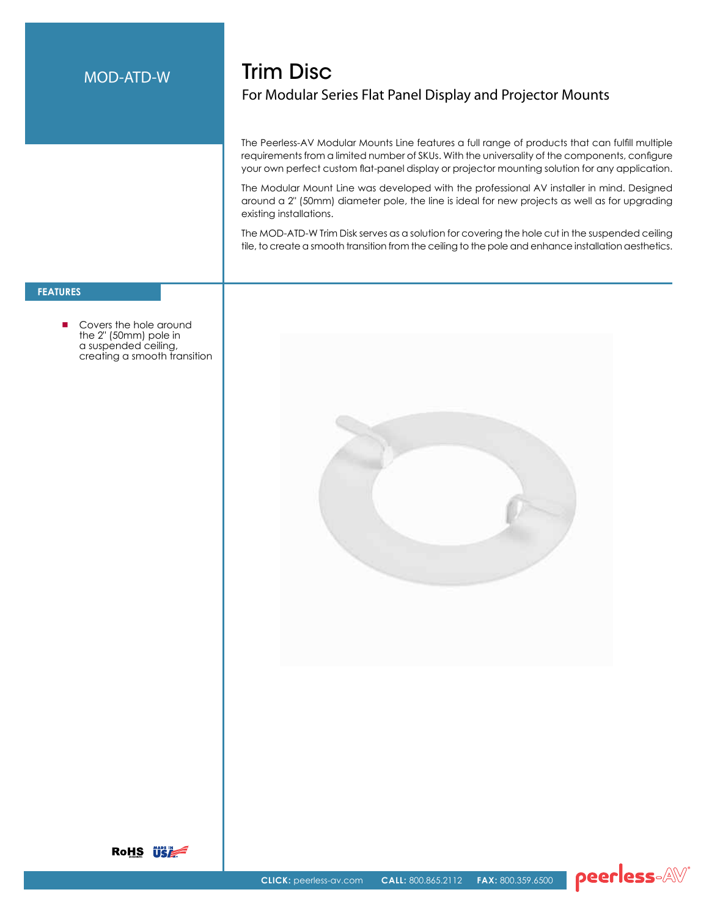MOD-ATD-W

# Trim Disc

## For Modular Series Flat Panel Display and Projector Mounts

The Peerless-AV Modular Mounts Line features a full range of products that can fulfill multiple requirements from a limited number of SKUs. With the universality of the components, configure your own perfect custom flat-panel display or projector mounting solution for any application.

The Modular Mount Line was developed with the professional AV installer in mind. Designed around a 2" (50mm) diameter pole, the line is ideal for new projects as well as for upgrading existing installations.

The MOD-ATD-W Trim Disk serves as a solution for covering the hole cut in the suspended ceiling tile, to create a smooth transition from the ceiling to the pole and enhance installation aesthetics.

### FEATURES

- Covers the hole around the 2" (50mm) pole in a suspended ceiling, creating a smooth transition

RoHS MADE IN USA

**CLICK:** peerless-av.com **CALL:** 800.865.2112 **FAX:** 800.359.6500

peerless-AV®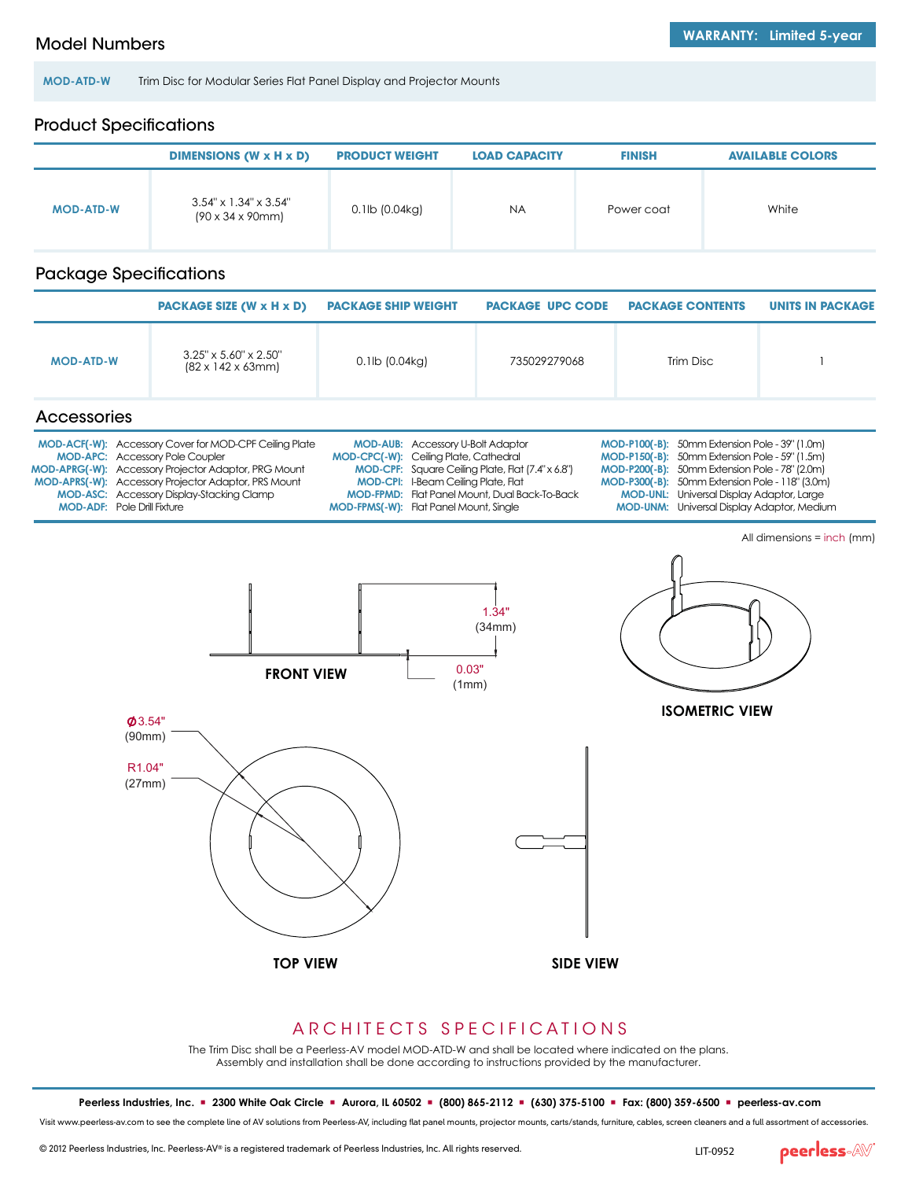**WARRANTY: Limited 5-year**

## Model Numbers

| | |
|---|---|
| MOD-ATD-W | Trim Disc for Modular Series Flat Panel Display and Projector Mounts |

## Product Specifications

| | DIMENSIONS (W x H x D) | PRODUCT WEIGHT | LOAD CAPACITY | FINISH | AVAILABLE COLORS |
|---|---|---|---|---|---|
| MOD-ATD-W | 3.54" x 1.34" x 3.54" (90 x 34 x 90mm) | 0.1lb (0.04kg) | NA | Power coat | White |

## Package Specifications

| | PACKAGE SIZE (W x H x D) | PACKAGE SHIP WEIGHT | PACKAGE UPC CODE | PACKAGE CONTENTS | UNITS IN PACKAGE |
|---|---|---|---|---|---|
| MOD-ATD-W | 3.25" x 5.60" x 2.50" (82 x 142 x 63mm) | 0.1lb (0.04kg) | 735029279068 | Trim Disc | 1 |

## Accessories

**MOD-ACF(-W):** Accessory Cover for MOD-CPF Ceiling Plate
**MOD-APC:** Accessory Pole Coupler
**MOD-APRG(-W):** Accessory Projector Adaptor, PRG Mount
**MOD-APRS(-W):** Accessory Projector Adaptor, PRS Mount
**MOD-ASC:** Accessory Display-Stacking Clamp
**MOD-ADF:** Pole Drill Fixture
**MOD-AUB:** Accessory U-Bolt Adaptor
**MOD-CPC(-W):** Ceiling Plate, Cathedral
**MOD-CPF:** Square Ceiling Plate, Flat (7.4" x 6.8")
**MOD-CPI:** I-Beam Ceiling Plate, Flat
**MOD-FPMD:** Flat Panel Mount, Dual Back-To-Back
**MOD-FPMS(-W):** Flat Panel Mount, Single
**MOD-P100(-B):** 50mm Extension Pole - 39" (1.0m)
**MOD-P150(-B):** 50mm Extension Pole - 59" (1.5m)
**MOD-P200(-B):** 50mm Extension Pole - 78" (2.0m)
**MOD-P300(-B):** 50mm Extension Pole - 118" (3.0m)
**MOD-UNL:** Universal Display Adaptor, Large
**MOD-UNM:** Universal Display Adaptor, Medium

All dimensions = inch (mm)

1.34" (34mm)

0.03" (1mm)

**FRONT VIEW**

**ISOMETRIC VIEW**

Ø3.54" (90mm)

R1.04" (27mm)

**TOP VIEW**

**SIDE VIEW**

## ARCHITECTS SPECIFICATIONS

The Trim Disc shall be a Peerless-AV model MOD-ATD-W and shall be located where indicated on the plans.
Assembly and installation shall be done according to instructions provided by the manufacturer.

**Peerless Industries, Inc. ▪ 2300 White Oak Circle ▪ Aurora, IL 60502 ▪ (800) 865-2112 ▪ (630) 375-5100 ▪ Fax: (800) 359-6500 ▪ peerless-av.com**

Visit www.peerless-av.com to see the complete line of AV solutions from Peerless-AV, including flat panel mounts, projector mounts, carts/stands, furniture, cables, screen cleaners and a full assortment of accessories.

© 2012 Peerless Industries, Inc. Peerless-AV® is a registered trademark of Peerless Industries, Inc. All rights reserved.

LIT-0952